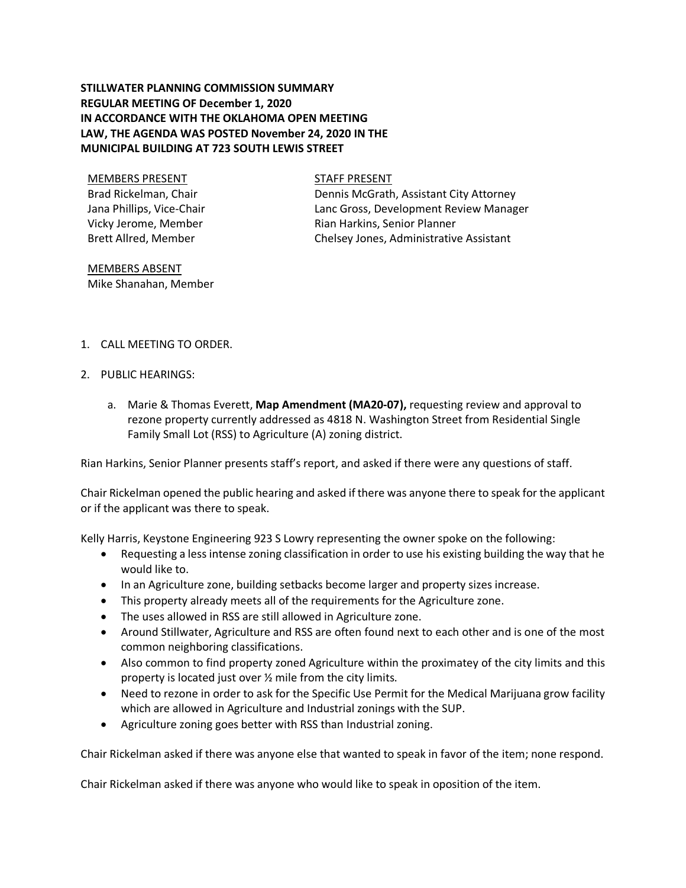**STILLWATER PLANNING COMMISSION SUMMARY**
**REGULAR MEETING OF December 1, 2020**
**IN ACCORDANCE WITH THE OKLAHOMA OPEN MEETING LAW, THE AGENDA WAS POSTED November 24, 2020 IN THE MUNICIPAL BUILDING AT 723 SOUTH LEWIS STREET**

MEMBERS PRESENT
Brad Rickelman, Chair
Jana Phillips, Vice-Chair
Vicky Jerome, Member
Brett Allred, Member

STAFF PRESENT
Dennis McGrath, Assistant City Attorney
Lanc Gross, Development Review Manager
Rian Harkins, Senior Planner
Chelsey Jones, Administrative Assistant

MEMBERS ABSENT
Mike Shanahan, Member

1. CALL MEETING TO ORDER.

2. PUBLIC HEARINGS:

   a. Marie & Thomas Everett, **Map Amendment (MA20-07),** requesting review and approval to rezone property currently addressed as 4818 N. Washington Street from Residential Single Family Small Lot (RSS) to Agriculture (A) zoning district.

Rian Harkins, Senior Planner presents staff's report, and asked if there were any questions of staff.

Chair Rickelman opened the public hearing and asked if there was anyone there to speak for the applicant or if the applicant was there to speak.

Kelly Harris, Keystone Engineering 923 S Lowry representing the owner spoke on the following:

- Requesting a less intense zoning classification in order to use his existing building the way that he would like to.
- In an Agriculture zone, building setbacks become larger and property sizes increase.
- This property already meets all of the requirements for the Agriculture zone.
- The uses allowed in RSS are still allowed in Agriculture zone.
- Around Stillwater, Agriculture and RSS are often found next to each other and is one of the most common neighboring classifications.
- Also common to find property zoned Agriculture within the proximatey of the city limits and this property is located just over ½ mile from the city limits.
- Need to rezone in order to ask for the Specific Use Permit for the Medical Marijuana grow facility which are allowed in Agriculture and Industrial zonings with the SUP.
- Agriculture zoning goes better with RSS than Industrial zoning.

Chair Rickelman asked if there was anyone else that wanted to speak in favor of the item; none respond.

Chair Rickelman asked if there was anyone who would like to speak in oposition of the item.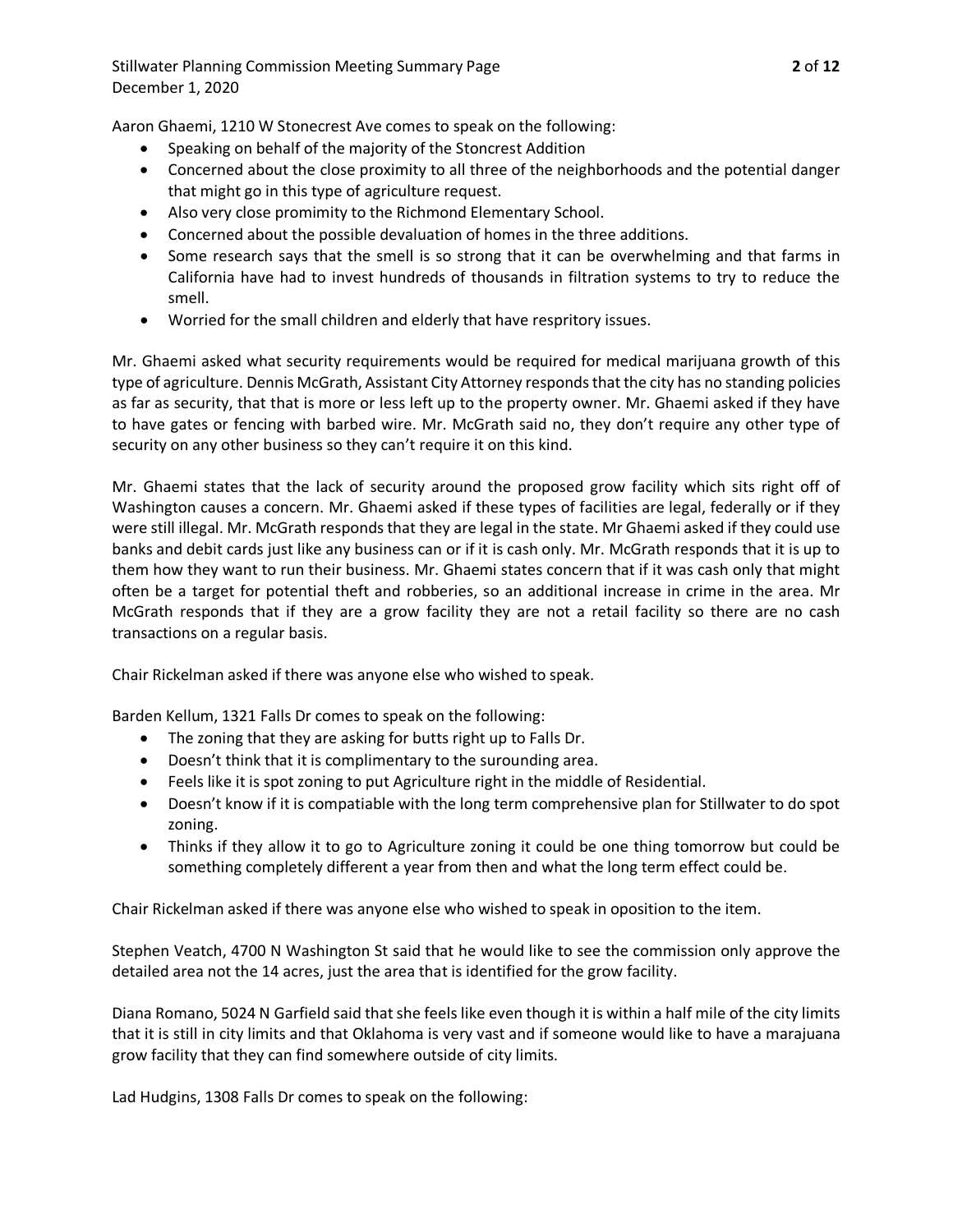Aaron Ghaemi, 1210 W Stonecrest Ave comes to speak on the following:

- Speaking on behalf of the majority of the Stoncrest Addition
- Concerned about the close proximity to all three of the neighborhoods and the potential danger that might go in this type of agriculture request.
- Also very close promimity to the Richmond Elementary School.
- Concerned about the possible devaluation of homes in the three additions.
- Some research says that the smell is so strong that it can be overwhelming and that farms in California have had to invest hundreds of thousands in filtration systems to try to reduce the smell.
- Worried for the small children and elderly that have respritory issues.

Mr. Ghaemi asked what security requirements would be required for medical marijuana growth of this type of agriculture. Dennis McGrath, Assistant City Attorney responds that the city has no standing policies as far as security, that that is more or less left up to the property owner. Mr. Ghaemi asked if they have to have gates or fencing with barbed wire. Mr. McGrath said no, they don't require any other type of security on any other business so they can't require it on this kind.

Mr. Ghaemi states that the lack of security around the proposed grow facility which sits right off of Washington causes a concern. Mr. Ghaemi asked if these types of facilities are legal, federally or if they were still illegal. Mr. McGrath responds that they are legal in the state. Mr Ghaemi asked if they could use banks and debit cards just like any business can or if it is cash only. Mr. McGrath responds that it is up to them how they want to run their business. Mr. Ghaemi states concern that if it was cash only that might often be a target for potential theft and robberies, so an additional increase in crime in the area. Mr McGrath responds that if they are a grow facility they are not a retail facility so there are no cash transactions on a regular basis.

Chair Rickelman asked if there was anyone else who wished to speak.

Barden Kellum, 1321 Falls Dr comes to speak on the following:

- The zoning that they are asking for butts right up to Falls Dr.
- Doesn't think that it is complimentary to the suroundring area.
- Feels like it is spot zoning to put Agriculture right in the middle of Residential.
- Doesn't know if it is compatiable with the long term comprehensive plan for Stillwater to do spot zoning.
- Thinks if they allow it to go to Agriculture zoning it could be one thing tomorrow but could be something completely different a year from then and what the long term effect could be.

Chair Rickelman asked if there was anyone else who wished to speak in oposition to the item.

Stephen Veatch, 4700 N Washington St said that he would like to see the commission only approve the detailed area not the 14 acres, just the area that is identified for the grow facility.

Diana Romano, 5024 N Garfield said that she feels like even though it is within a half mile of the city limits that it is still in city limits and that Oklahoma is very vast and if someone would like to have a marajuana grow facility that they can find somewhere outside of city limits.

Lad Hudgins, 1308 Falls Dr comes to speak on the following: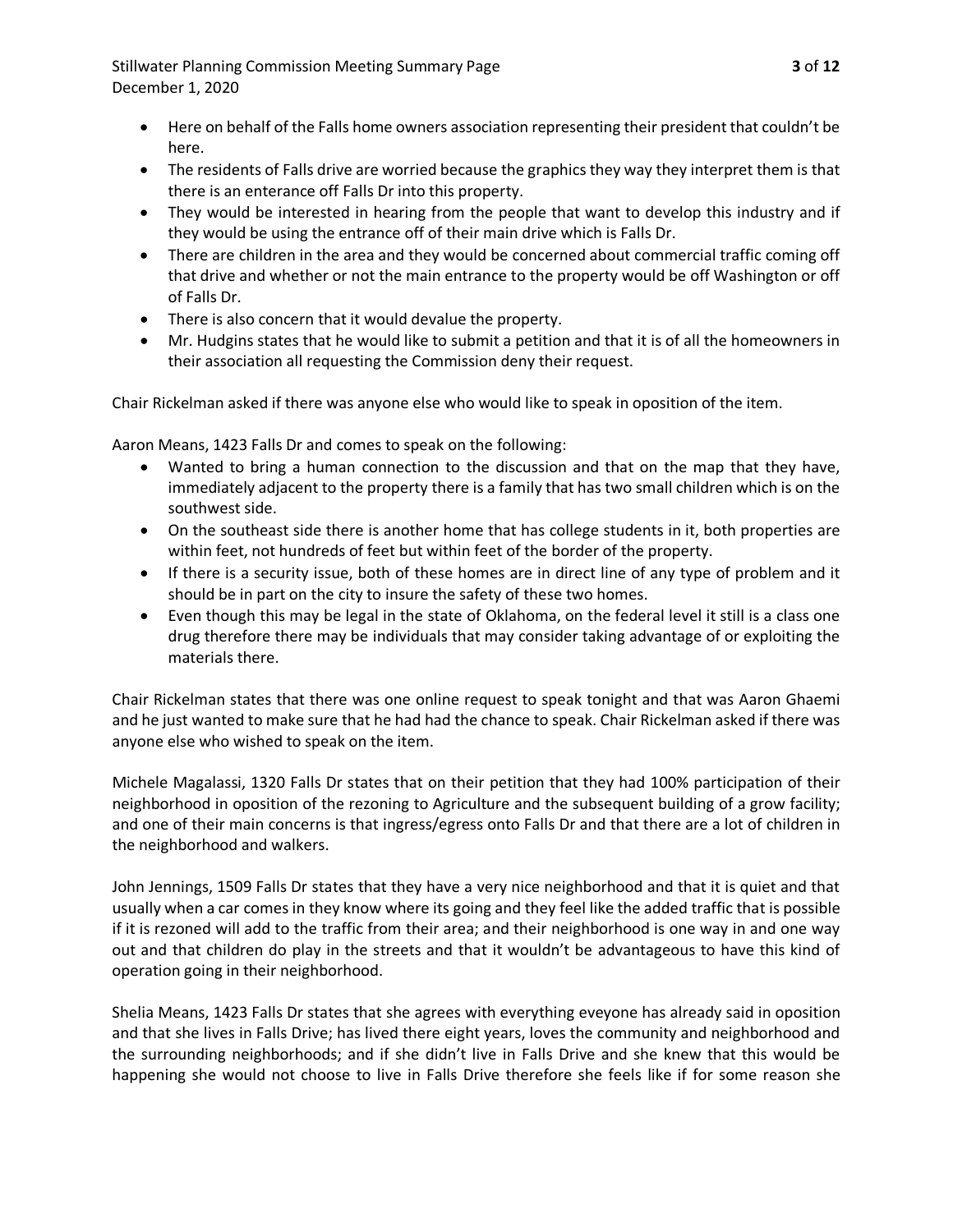- Here on behalf of the Falls home owners association representing their president that couldn't be here.
- The residents of Falls drive are worried because the graphics they way they interpret them is that there is an enterance off Falls Dr into this property.
- They would be interested in hearing from the people that want to develop this industry and if they would be using the entrance off of their main drive which is Falls Dr.
- There are children in the area and they would be concerned about commercial traffic coming off that drive and whether or not the main entrance to the property would be off Washington or off of Falls Dr.
- There is also concern that it would devalue the property.
- Mr. Hudgins states that he would like to submit a petition and that it is of all the homeowners in their association all requesting the Commission deny their request.

Chair Rickelman asked if there was anyone else who would like to speak in oposition of the item.

Aaron Means, 1423 Falls Dr and comes to speak on the following:

- Wanted to bring a human connection to the discussion and that on the map that they have, immediately adjacent to the property there is a family that has two small children which is on the southwest side.
- On the southeast side there is another home that has college students in it, both properties are within feet, not hundreds of feet but within feet of the border of the property.
- If there is a security issue, both of these homes are in direct line of any type of problem and it should be in part on the city to insure the safety of these two homes.
- Even though this may be legal in the state of Oklahoma, on the federal level it still is a class one drug therefore there may be individuals that may consider taking advantage of or exploiting the materials there.

Chair Rickelman states that there was one online request to speak tonight and that was Aaron Ghaemi and he just wanted to make sure that he had had the chance to speak. Chair Rickelman asked if there was anyone else who wished to speak on the item.

Michele Magalassi, 1320 Falls Dr states that on their petition that they had 100% participation of their neighborhood in oposition of the rezoning to Agriculture and the subsequent building of a grow facility; and one of their main concerns is that ingress/egress onto Falls Dr and that there are a lot of children in the neighborhood and walkers.

John Jennings, 1509 Falls Dr states that they have a very nice neighborhood and that it is quiet and that usually when a car comes in they know where its going and they feel like the added traffic that is possible if it is rezoned will add to the traffic from their area; and their neighborhood is one way in and one way out and that children do play in the streets and that it wouldn't be advantageous to have this kind of operation going in their neighborhood.

Shelia Means, 1423 Falls Dr states that she agrees with everything eveyone has already said in oposition and that she lives in Falls Drive; has lived there eight years, loves the community and neighborhood and the surrounding neighborhoods; and if she didn't live in Falls Drive and she knew that this would be happening she would not choose to live in Falls Drive therefore she feels like if for some reason she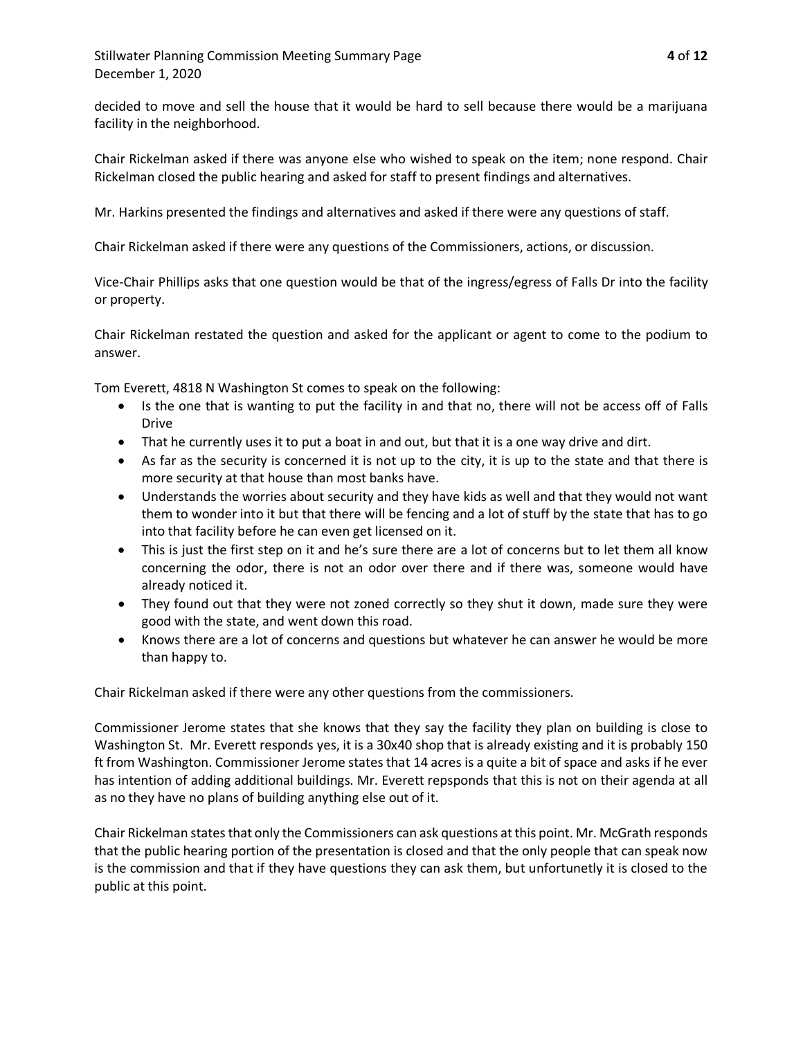decided to move and sell the house that it would be hard to sell because there would be a marijuana facility in the neighborhood.

Chair Rickelman asked if there was anyone else who wished to speak on the item; none respond. Chair Rickelman closed the public hearing and asked for staff to present findings and alternatives.

Mr. Harkins presented the findings and alternatives and asked if there were any questions of staff.

Chair Rickelman asked if there were any questions of the Commissioners, actions, or discussion.

Vice-Chair Phillips asks that one question would be that of the ingress/egress of Falls Dr into the facility or property.

Chair Rickelman restated the question and asked for the applicant or agent to come to the podium to answer.

Tom Everett, 4818 N Washington St comes to speak on the following:

- Is the one that is wanting to put the facility in and that no, there will not be access off of Falls Drive
- That he currently uses it to put a boat in and out, but that it is a one way drive and dirt.
- As far as the security is concerned it is not up to the city, it is up to the state and that there is more security at that house than most banks have.
- Understands the worries about security and they have kids as well and that they would not want them to wonder into it but that there will be fencing and a lot of stuff by the state that has to go into that facility before he can even get licensed on it.
- This is just the first step on it and he's sure there are a lot of concerns but to let them all know concerning the odor, there is not an odor over there and if there was, someone would have already noticed it.
- They found out that they were not zoned correctly so they shut it down, made sure they were good with the state, and went down this road.
- Knows there are a lot of concerns and questions but whatever he can answer he would be more than happy to.

Chair Rickelman asked if there were any other questions from the commissioners.

Commissioner Jerome states that she knows that they say the facility they plan on building is close to Washington St. Mr. Everett responds yes, it is a 30x40 shop that is already existing and it is probably 150 ft from Washington. Commissioner Jerome states that 14 acres is a quite a bit of space and asks if he ever has intention of adding additional buildings. Mr. Everett repsponds that this is not on their agenda at all as no they have no plans of building anything else out of it.

Chair Rickelman states that only the Commissioners can ask questions at this point. Mr. McGrath responds that the public hearing portion of the presentation is closed and that the only people that can speak now is the commission and that if they have questions they can ask them, but unfortunetly it is closed to the public at this point.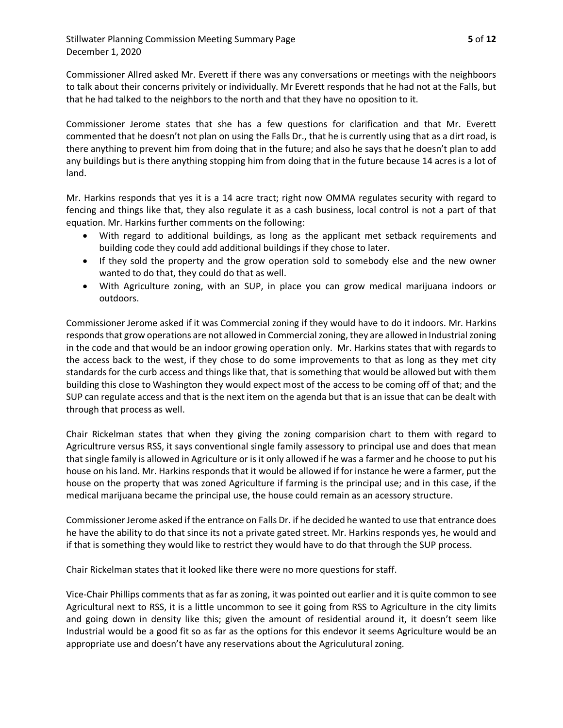Commissioner Allred asked Mr. Everett if there was any conversations or meetings with the neighboors to talk about their concerns privitely or individually. Mr Everett responds that he had not at the Falls, but that he had talked to the neighbors to the north and that they have no oposition to it.

Commissioner Jerome states that she has a few questions for clarification and that Mr. Everett commented that he doesn't not plan on using the Falls Dr., that he is currently using that as a dirt road, is there anything to prevent him from doing that in the future; and also he says that he doesn't plan to add any buildings but is there anything stopping him from doing that in the future because 14 acres is a lot of land.

Mr. Harkins responds that yes it is a 14 acre tract; right now OMMA regulates security with regard to fencing and things like that, they also regulate it as a cash business, local control is not a part of that equation. Mr. Harkins further comments on the following:

- With regard to additional buildings, as long as the applicant met setback requirements and building code they could add additional buildings if they chose to later.
- If they sold the property and the grow operation sold to somebody else and the new owner wanted to do that, they could do that as well.
- With Agriculture zoning, with an SUP, in place you can grow medical marijuana indoors or outdoors.

Commissioner Jerome asked if it was Commercial zoning if they would have to do it indoors. Mr. Harkins responds that grow operations are not allowed in Commercial zoning, they are allowed in Industrial zoning in the code and that would be an indoor growing operation only. Mr. Harkins states that with regards to the access back to the west, if they chose to do some improvements to that as long as they met city standards for the curb access and things like that, that is something that would be allowed but with them building this close to Washington they would expect most of the access to be coming off of that; and the SUP can regulate access and that is the next item on the agenda but that is an issue that can be dealt with through that process as well.

Chair Rickelman states that when they giving the zoning comparision chart to them with regard to Agricultrure versus RSS, it says conventional single family assessory to principal use and does that mean that single family is allowed in Agriculture or is it only allowed if he was a farmer and he choose to put his house on his land. Mr. Harkins responds that it would be allowed if for instance he were a farmer, put the house on the property that was zoned Agriculture if farming is the principal use; and in this case, if the medical marijuana became the principal use, the house could remain as an acessory structure.

Commissioner Jerome asked if the entrance on Falls Dr. if he decided he wanted to use that entrance does he have the ability to do that since its not a private gated street. Mr. Harkins responds yes, he would and if that is something they would like to restrict they would have to do that through the SUP process.

Chair Rickelman states that it looked like there were no more questions for staff.

Vice-Chair Phillips comments that as far as zoning, it was pointed out earlier and it is quite common to see Agricultural next to RSS, it is a little uncommon to see it going from RSS to Agriculture in the city limits and going down in density like this; given the amount of residential around it, it doesn't seem like Industrial would be a good fit so as far as the options for this endevor it seems Agriculture would be an appropriate use and doesn't have any reservations about the Agriculutural zoning.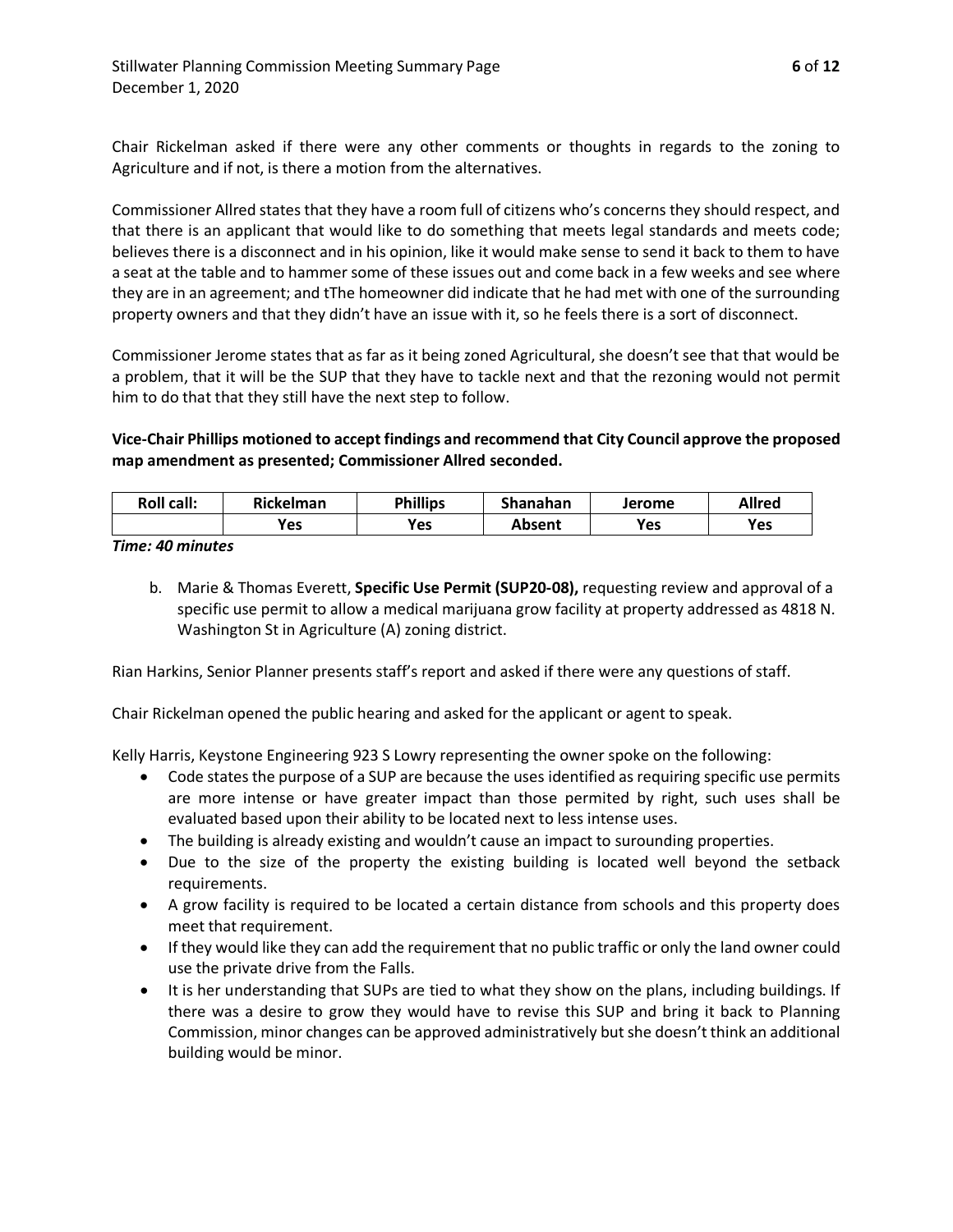Chair Rickelman asked if there were any other comments or thoughts in regards to the zoning to Agriculture and if not, is there a motion from the alternatives.

Commissioner Allred states that they have a room full of citizens who's concerns they should respect, and that there is an applicant that would like to do something that meets legal standards and meets code; believes there is a disconnect and in his opinion, like it would make sense to send it back to them to have a seat at the table and to hammer some of these issues out and come back in a few weeks and see where they are in an agreement; and tThe homeowner did indicate that he had met with one of the surrounding property owners and that they didn't have an issue with it, so he feels there is a sort of disconnect.

Commissioner Jerome states that as far as it being zoned Agricultural, she doesn't see that that would be a problem, that it will be the SUP that they have to tackle next and that the rezoning would not permit him to do that that they still have the next step to follow.

**Vice-Chair Phillips motioned to accept findings and recommend that City Council approve the proposed map amendment as presented; Commissioner Allred seconded.**

| Roll call: | Rickelman | Phillips | Shanahan | Jerome | Allred |
|---|---|---|---|---|---|
| | Yes | Yes | Absent | Yes | Yes |

***Time: 40 minutes***

b. Marie & Thomas Everett, **Specific Use Permit (SUP20-08),** requesting review and approval of a specific use permit to allow a medical marijuana grow facility at property addressed as 4818 N. Washington St in Agriculture (A) zoning district.

Rian Harkins, Senior Planner presents staff's report and asked if there were any questions of staff.

Chair Rickelman opened the public hearing and asked for the applicant or agent to speak.

Kelly Harris, Keystone Engineering 923 S Lowry representing the owner spoke on the following:

- Code states the purpose of a SUP are because the uses identified as requiring specific use permits are more intense or have greater impact than those permited by right, such uses shall be evaluated based upon their ability to be located next to less intense uses.
- The building is already existing and wouldn't cause an impact to surounding properties.
- Due to the size of the property the existing building is located well beyond the setback requirements.
- A grow facility is required to be located a certain distance from schools and this property does meet that requirement.
- If they would like they can add the requirement that no public traffic or only the land owner could use the private drive from the Falls.
- It is her understanding that SUPs are tied to what they show on the plans, including buildings. If there was a desire to grow they would have to revise this SUP and bring it back to Planning Commission, minor changes can be approved administratively but she doesn't think an additional building would be minor.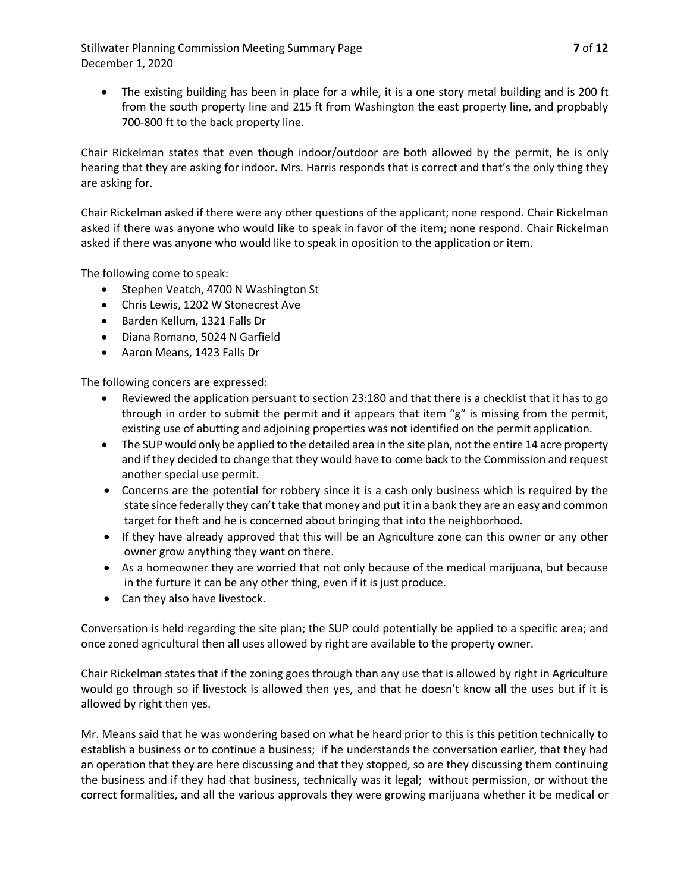- The existing building has been in place for a while, it is a one story metal building and is 200 ft from the south property line and 215 ft from Washington the east property line, and propbably 700-800 ft to the back property line.

Chair Rickelman states that even though indoor/outdoor are both allowed by the permit, he is only hearing that they are asking for indoor. Mrs. Harris responds that is correct and that's the only thing they are asking for.

Chair Rickelman asked if there were any other questions of the applicant; none respond. Chair Rickelman asked if there was anyone who would like to speak in favor of the item; none respond. Chair Rickelman asked if there was anyone who would like to speak in oposition to the application or item.

The following come to speak:

- Stephen Veatch, 4700 N Washington St
- Chris Lewis, 1202 W Stonecrest Ave
- Barden Kellum, 1321 Falls Dr
- Diana Romano, 5024 N Garfield
- Aaron Means, 1423 Falls Dr

The following concers are expressed:

- Reviewed the application persuant to section 23:180 and that there is a checklist that it has to go through in order to submit the permit and it appears that item "g" is missing from the permit, existing use of abutting and adjoining properties was not identified on the permit application.
- The SUP would only be applied to the detailed area in the site plan, not the entire 14 acre property and if they decided to change that they would have to come back to the Commission and request another special use permit.
- Concerns are the potential for robbery since it is a cash only business which is required by the state since federally they can't take that money and put it in a bank they are an easy and common target for theft and he is concerned about bringing that into the neighborhood.
- If they have already approved that this will be an Agriculture zone can this owner or any other owner grow anything they want on there.
- As a homeowner they are worried that not only because of the medical marijuana, but because in the furture it can be any other thing, even if it is just produce.
- Can they also have livestock.

Conversation is held regarding the site plan; the SUP could potentially be applied to a specific area; and once zoned agricultural then all uses allowed by right are available to the property owner.

Chair Rickelman states that if the zoning goes through than any use that is allowed by right in Agriculture would go through so if livestock is allowed then yes, and that he doesn't know all the uses but if it is allowed by right then yes.

Mr. Means said that he was wondering based on what he heard prior to this is this petition technically to establish a business or to continue a business; if he understands the conversation earlier, that they had an operation that they are here discussing and that they stopped, so are they discussing them continuing the business and if they had that business, technically was it legal; without permission, or without the correct formalities, and all the various approvals they were growing marijuana whether it be medical or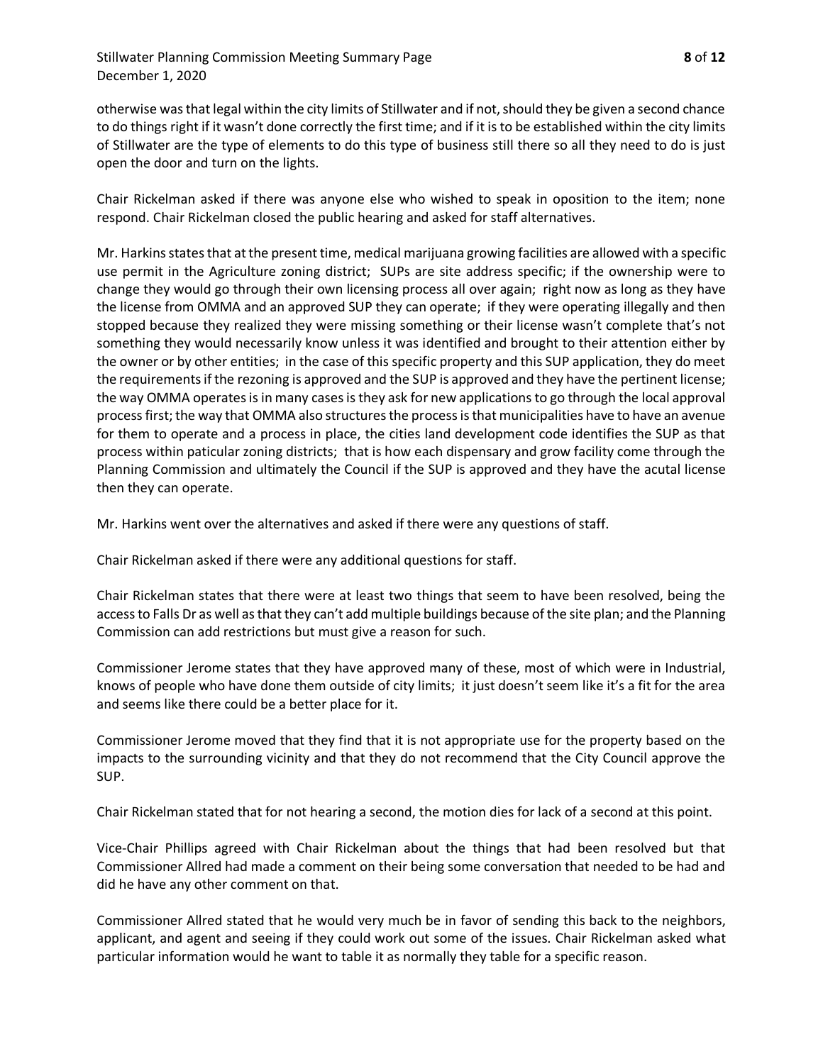otherwise was that legal within the city limits of Stillwater and if not, should they be given a second chance to do things right if it wasn't done correctly the first time; and if it is to be established within the city limits of Stillwater are the type of elements to do this type of business still there so all they need to do is just open the door and turn on the lights.

Chair Rickelman asked if there was anyone else who wished to speak in oposition to the item; none respond. Chair Rickelman closed the public hearing and asked for staff alternatives.

Mr. Harkins states that at the present time, medical marijuana growing facilities are allowed with a specific use permit in the Agriculture zoning district; SUPs are site address specific; if the ownership were to change they would go through their own licensing process all over again; right now as long as they have the license from OMMA and an approved SUP they can operate; if they were operating illegally and then stopped because they realized they were missing something or their license wasn't complete that's not something they would necessarily know unless it was identified and brought to their attention either by the owner or by other entities; in the case of this specific property and this SUP application, they do meet the requirements if the rezoning is approved and the SUP is approved and they have the pertinent license; the way OMMA operates is in many cases is they ask for new applications to go through the local approval process first; the way that OMMA also structures the process is that municipalities have to have an avenue for them to operate and a process in place, the cities land development code identifies the SUP as that process within paticular zoning districts; that is how each dispensary and grow facility come through the Planning Commission and ultimately the Council if the SUP is approved and they have the acutal license then they can operate.

Mr. Harkins went over the alternatives and asked if there were any questions of staff.

Chair Rickelman asked if there were any additional questions for staff.

Chair Rickelman states that there were at least two things that seem to have been resolved, being the access to Falls Dr as well as that they can't add multiple buildings because of the site plan; and the Planning Commission can add restrictions but must give a reason for such.

Commissioner Jerome states that they have approved many of these, most of which were in Industrial, knows of people who have done them outside of city limits; it just doesn't seem like it's a fit for the area and seems like there could be a better place for it.

Commissioner Jerome moved that they find that it is not appropriate use for the property based on the impacts to the surrounding vicinity and that they do not recommend that the City Council approve the SUP.

Chair Rickelman stated that for not hearing a second, the motion dies for lack of a second at this point.

Vice-Chair Phillips agreed with Chair Rickelman about the things that had been resolved but that Commissioner Allred had made a comment on their being some conversation that needed to be had and did he have any other comment on that.

Commissioner Allred stated that he would very much be in favor of sending this back to the neighbors, applicant, and agent and seeing if they could work out some of the issues. Chair Rickelman asked what particular information would he want to table it as normally they table for a specific reason.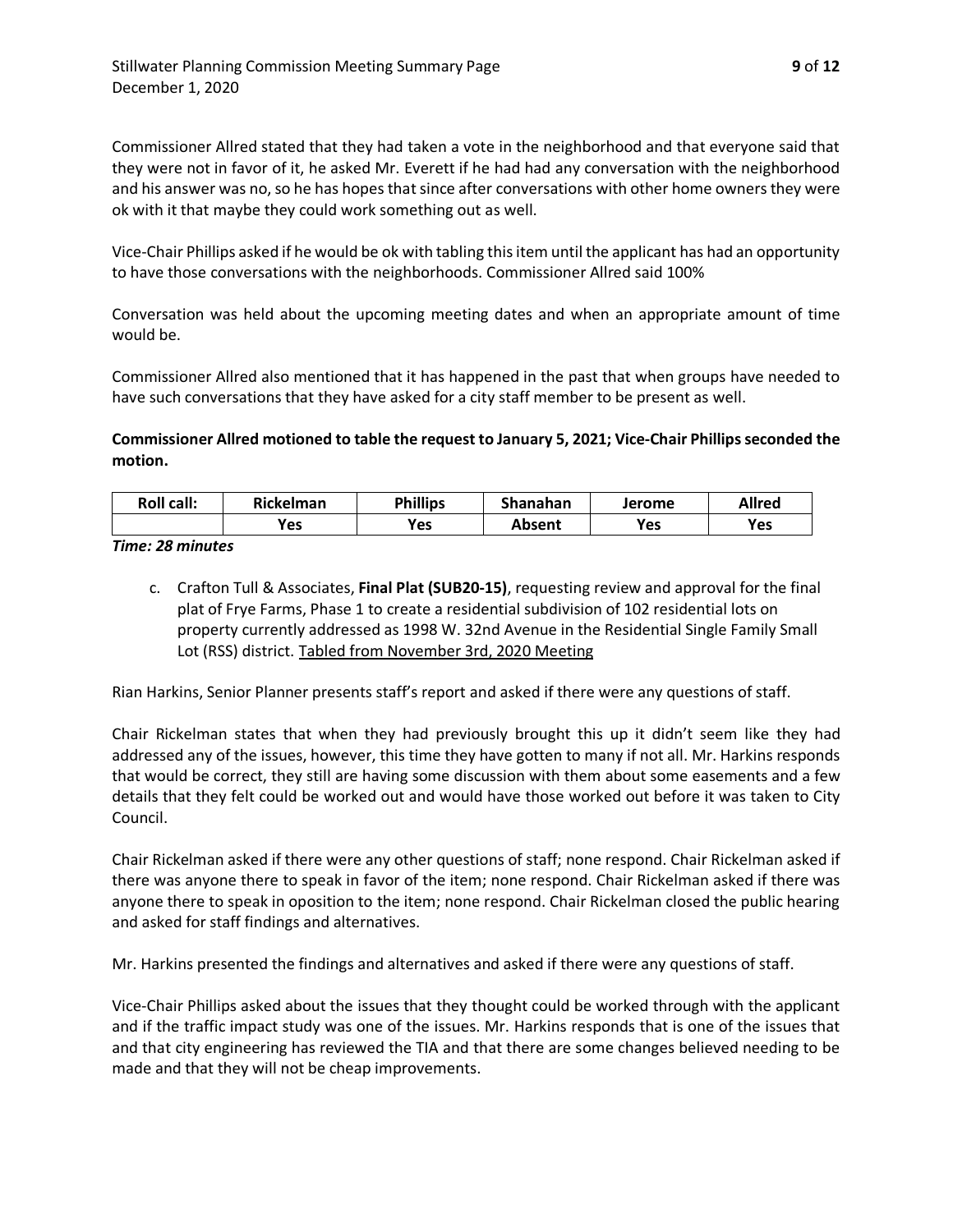Commissioner Allred stated that they had taken a vote in the neighborhood and that everyone said that they were not in favor of it, he asked Mr. Everett if he had had any conversation with the neighborhood and his answer was no, so he has hopes that since after conversations with other home owners they were ok with it that maybe they could work something out as well.

Vice-Chair Phillips asked if he would be ok with tabling this item until the applicant has had an opportunity to have those conversations with the neighborhoods. Commissioner Allred said 100%

Conversation was held about the upcoming meeting dates and when an appropriate amount of time would be.

Commissioner Allred also mentioned that it has happened in the past that when groups have needed to have such conversations that they have asked for a city staff member to be present as well.

**Commissioner Allred motioned to table the request to January 5, 2021; Vice-Chair Phillips seconded the motion.**

| Roll call: | Rickelman | Phillips | Shanahan | Jerome | Allred |
|---|---|---|---|---|---|
| | Yes | Yes | Absent | Yes | Yes |

***Time: 28 minutes***

c. Crafton Tull & Associates, **Final Plat (SUB20-15)**, requesting review and approval for the final plat of Frye Farms, Phase 1 to create a residential subdivision of 102 residential lots on property currently addressed as 1998 W. 32nd Avenue in the Residential Single Family Small Lot (RSS) district. Tabled from November 3rd, 2020 Meeting

Rian Harkins, Senior Planner presents staff's report and asked if there were any questions of staff.

Chair Rickelman states that when they had previously brought this up it didn't seem like they had addressed any of the issues, however, this time they have gotten to many if not all. Mr. Harkins responds that would be correct, they still are having some discussion with them about some easements and a few details that they felt could be worked out and would have those worked out before it was taken to City Council.

Chair Rickelman asked if there were any other questions of staff; none respond. Chair Rickelman asked if there was anyone there to speak in favor of the item; none respond. Chair Rickelman asked if there was anyone there to speak in oposition to the item; none respond. Chair Rickelman closed the public hearing and asked for staff findings and alternatives.

Mr. Harkins presented the findings and alternatives and asked if there were any questions of staff.

Vice-Chair Phillips asked about the issues that they thought could be worked through with the applicant and if the traffic impact study was one of the issues. Mr. Harkins responds that is one of the issues that and that city engineering has reviewed the TIA and that there are some changes believed needing to be made and that they will not be cheap improvements.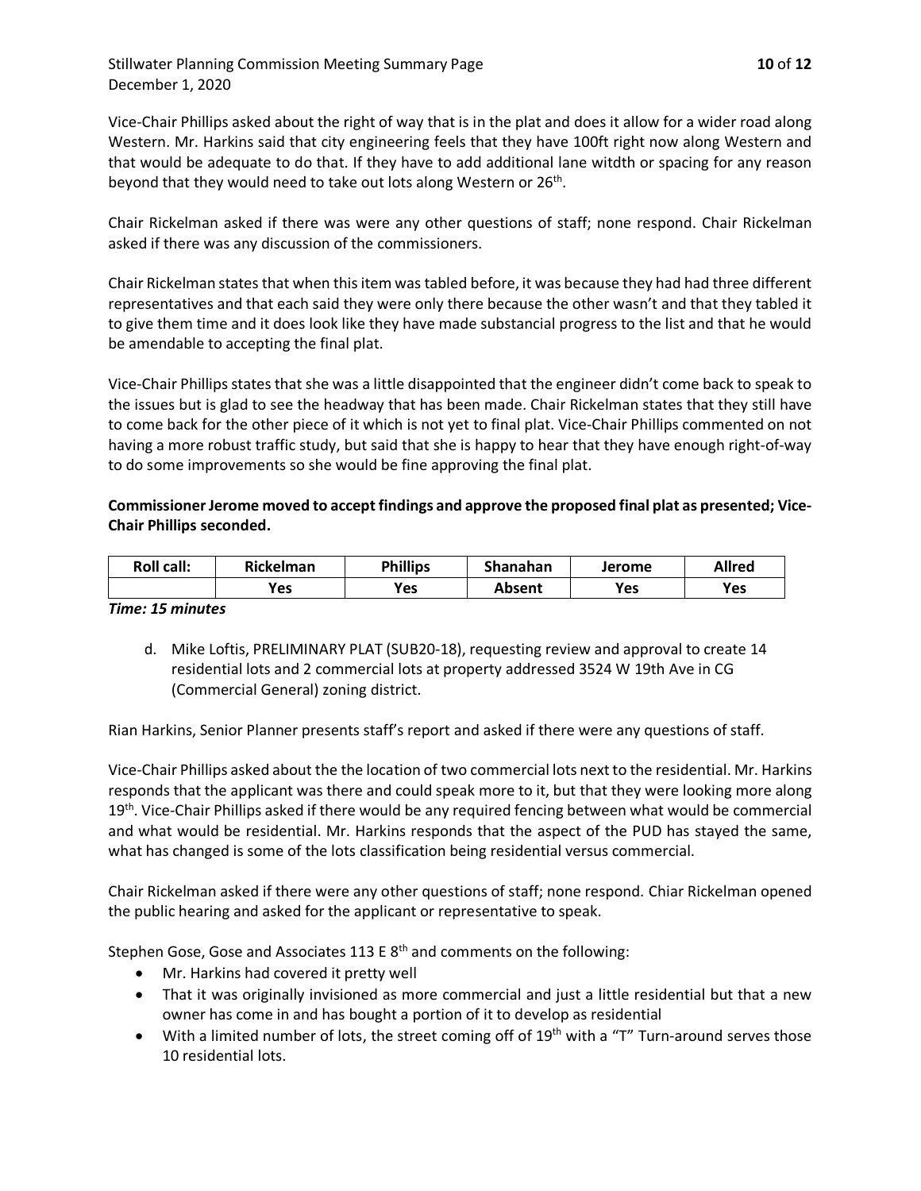Vice-Chair Phillips asked about the right of way that is in the plat and does it allow for a wider road along Western. Mr. Harkins said that city engineering feels that they have 100ft right now along Western and that would be adequate to do that. If they have to add additional lane witdth or spacing for any reason beyond that they would need to take out lots along Western or 26th.

Chair Rickelman asked if there was were any other questions of staff; none respond. Chair Rickelman asked if there was any discussion of the commissioners.

Chair Rickelman states that when this item was tabled before, it was because they had had three different representatives and that each said they were only there because the other wasn't and that they tabled it to give them time and it does look like they have made substancial progress to the list and that he would be amendable to accepting the final plat.

Vice-Chair Phillips states that she was a little disappointed that the engineer didn't come back to speak to the issues but is glad to see the headway that has been made. Chair Rickelman states that they still have to come back for the other piece of it which is not yet to final plat. Vice-Chair Phillips commented on not having a more robust traffic study, but said that she is happy to hear that they have enough right-of-way to do some improvements so she would be fine approving the final plat.

**Commissioner Jerome moved to accept findings and approve the proposed final plat as presented; Vice-Chair Phillips seconded.**

| Roll call: | Rickelman | Phillips | Shanahan | Jerome | Allred |
|---|---|---|---|---|---|
| | Yes | Yes | Absent | Yes | Yes |

***Time: 15 minutes***

d. Mike Loftis, PRELIMINARY PLAT (SUB20-18), requesting review and approval to create 14 residential lots and 2 commercial lots at property addressed 3524 W 19th Ave in CG (Commercial General) zoning district.

Rian Harkins, Senior Planner presents staff's report and asked if there were any questions of staff.

Vice-Chair Phillips asked about the the location of two commercial lots next to the residential. Mr. Harkins responds that the applicant was there and could speak more to it, but that they were looking more along 19th. Vice-Chair Phillips asked if there would be any required fencing between what would be commercial and what would be residential. Mr. Harkins responds that the aspect of the PUD has stayed the same, what has changed is some of the lots classification being residential versus commercial.

Chair Rickelman asked if there were any other questions of staff; none respond. Chiar Rickelman opened the public hearing and asked for the applicant or representative to speak.

Stephen Gose, Gose and Associates 113 E 8th and comments on the following:

- Mr. Harkins had covered it pretty well
- That it was originally invisioned as more commercial and just a little residential but that a new owner has come in and has bought a portion of it to develop as residential
- With a limited number of lots, the street coming off of 19th with a "T" Turn-around serves those 10 residential lots.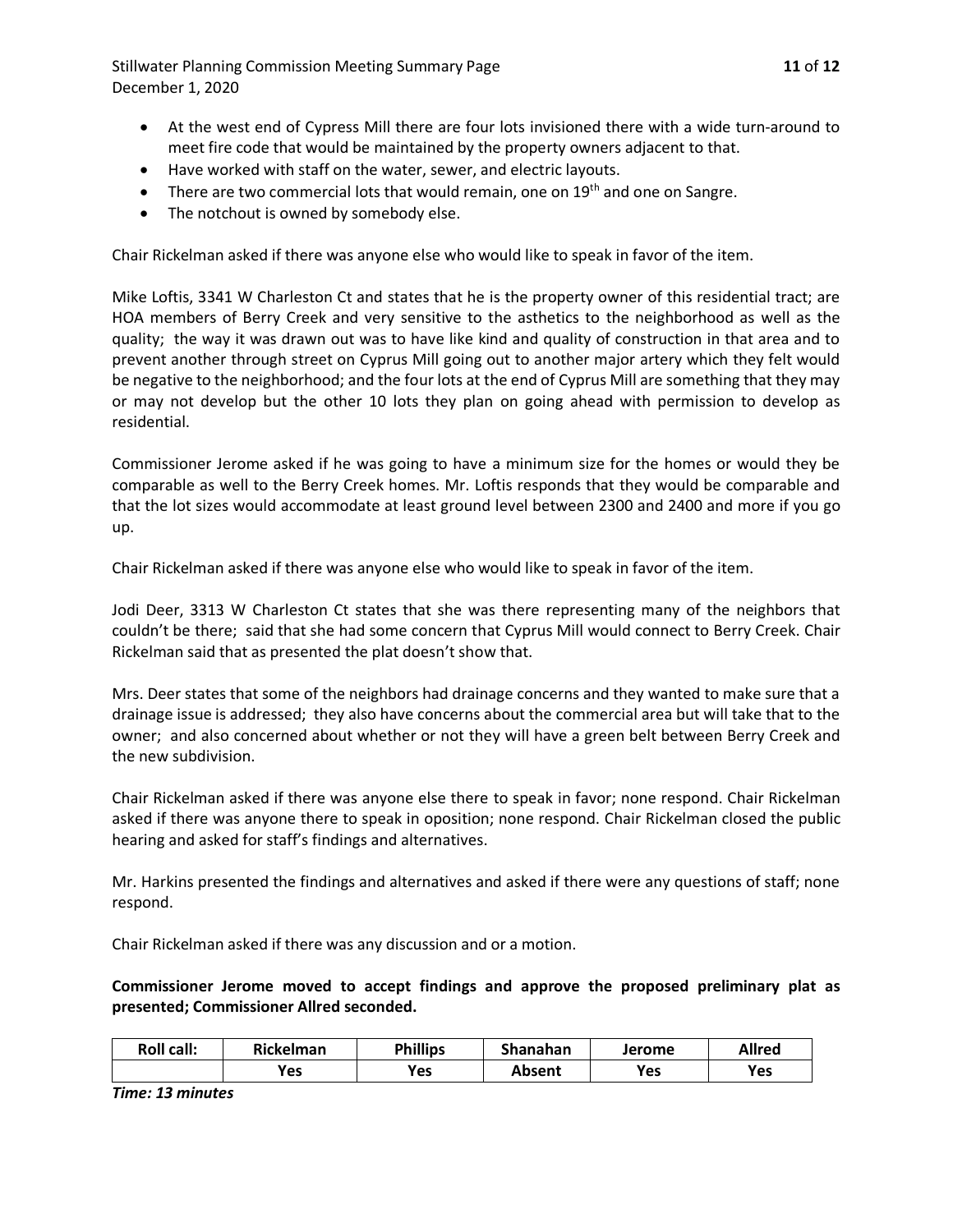- At the west end of Cypress Mill there are four lots invisioned there with a wide turn-around to meet fire code that would be maintained by the property owners adjacent to that.
- Have worked with staff on the water, sewer, and electric layouts.
- There are two commercial lots that would remain, one on 19th and one on Sangre.
- The notchout is owned by somebody else.

Chair Rickelman asked if there was anyone else who would like to speak in favor of the item.

Mike Loftis, 3341 W Charleston Ct and states that he is the property owner of this residential tract; are HOA members of Berry Creek and very sensitive to the asthetics to the neighborhood as well as the quality; the way it was drawn out was to have like kind and quality of construction in that area and to prevent another through street on Cyprus Mill going out to another major artery which they felt would be negative to the neighborhood; and the four lots at the end of Cyprus Mill are something that they may or may not develop but the other 10 lots they plan on going ahead with permission to develop as residential.

Commissioner Jerome asked if he was going to have a minimum size for the homes or would they be comparable as well to the Berry Creek homes. Mr. Loftis responds that they would be comparable and that the lot sizes would accommodate at least ground level between 2300 and 2400 and more if you go up.

Chair Rickelman asked if there was anyone else who would like to speak in favor of the item.

Jodi Deer, 3313 W Charleston Ct states that she was there representing many of the neighbors that couldn't be there; said that she had some concern that Cyprus Mill would connect to Berry Creek. Chair Rickelman said that as presented the plat doesn't show that.

Mrs. Deer states that some of the neighbors had drainage concerns and they wanted to make sure that a drainage issue is addressed; they also have concerns about the commercial area but will take that to the owner; and also concerned about whether or not they will have a green belt between Berry Creek and the new subdivision.

Chair Rickelman asked if there was anyone else there to speak in favor; none respond. Chair Rickelman asked if there was anyone there to speak in oposition; none respond. Chair Rickelman closed the public hearing and asked for staff's findings and alternatives.

Mr. Harkins presented the findings and alternatives and asked if there were any questions of staff; none respond.

Chair Rickelman asked if there was any discussion and or a motion.

**Commissioner Jerome moved to accept findings and approve the proposed preliminary plat as presented; Commissioner Allred seconded.**

| Roll call: | Rickelman | Phillips | Shanahan | Jerome | Allred |
|---|---|---|---|---|---|
| | Yes | Yes | Absent | Yes | Yes |

***Time: 13 minutes***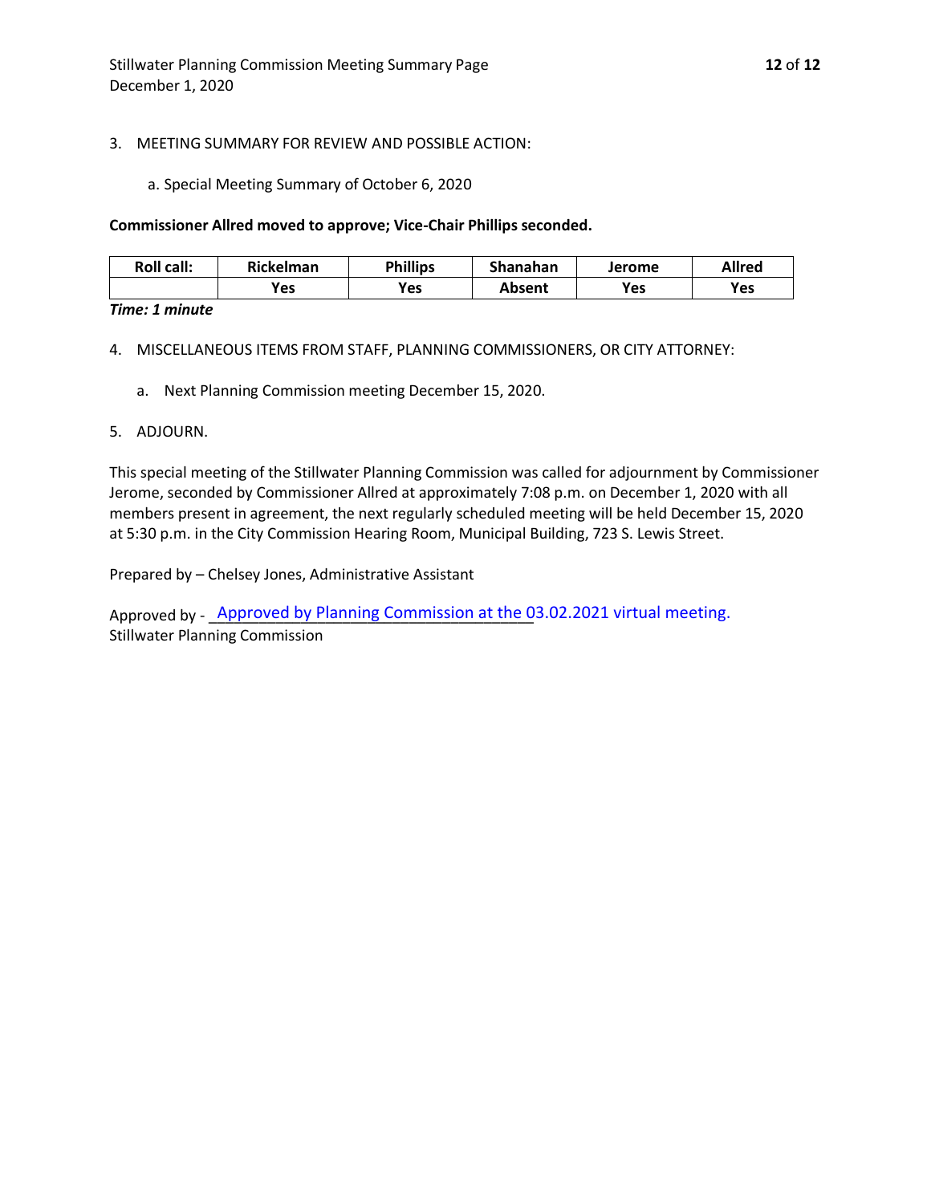3. MEETING SUMMARY FOR REVIEW AND POSSIBLE ACTION:

   a. Special Meeting Summary of October 6, 2020

**Commissioner Allred moved to approve; Vice-Chair Phillips seconded.**

| Roll call: | Rickelman | Phillips | Shanahan | Jerome | Allred |
|---|---|---|---|---|---|
| | Yes | Yes | Absent | Yes | Yes |

***Time: 1 minute***

4. MISCELLANEOUS ITEMS FROM STAFF, PLANNING COMMISSIONERS, OR CITY ATTORNEY:

   a. Next Planning Commission meeting December 15, 2020.

5. ADJOURN.

This special meeting of the Stillwater Planning Commission was called for adjournment by Commissioner Jerome, seconded by Commissioner Allred at approximately 7:08 p.m. on December 1, 2020 with all members present in agreement, the next regularly scheduled meeting will be held December 15, 2020 at 5:30 p.m. in the City Commission Hearing Room, Municipal Building, 723 S. Lewis Street.

Prepared by – Chelsey Jones, Administrative Assistant

Approved by - Approved by Planning Commission at the 03.02.2021 virtual meeting.
Stillwater Planning Commission